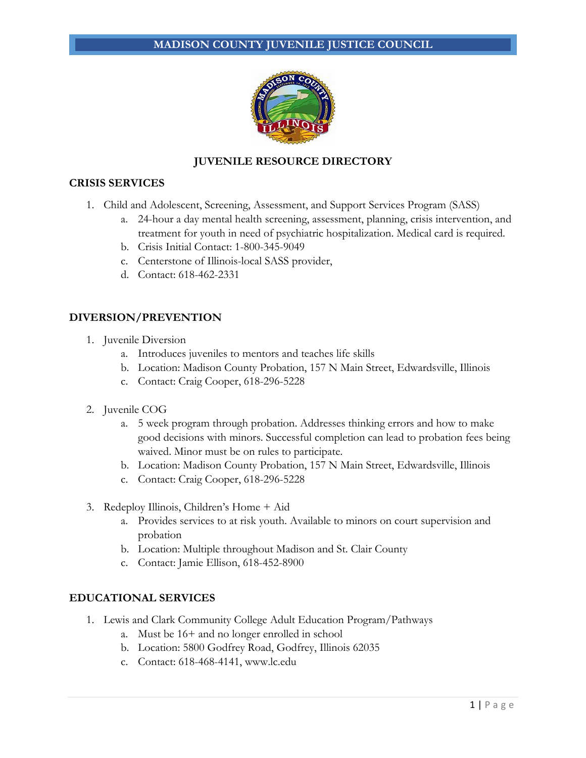# MADISON COUNTY JUVENILE JUSTICE COUNCIL

## JUVENILE RESOURCE DIRECTORY

### CRISIS SERVICES

1. Child and Adolescent, Screening, Assessment, and Support Services Program (SASS)
   a. 24-hour a day mental health screening, assessment, planning, crisis intervention, and treatment for youth in need of psychiatric hospitalization. Medical card is required.
   b. Crisis Initial Contact: 1-800-345-9049
   c. Centerstone of Illinois-local SASS provider,
   d. Contact: 618-462-2331

### DIVERSION/PREVENTION

1. Juvenile Diversion
   a. Introduces juveniles to mentors and teaches life skills
   b. Location: Madison County Probation, 157 N Main Street, Edwardsville, Illinois
   c. Contact: Craig Cooper, 618-296-5228

2. Juvenile COG
   a. 5 week program through probation. Addresses thinking errors and how to make good decisions with minors. Successful completion can lead to probation fees being waived. Minor must be on rules to participate.
   b. Location: Madison County Probation, 157 N Main Street, Edwardsville, Illinois
   c. Contact: Craig Cooper, 618-296-5228

3. Redeploy Illinois, Children's Home + Aid
   a. Provides services to at risk youth. Available to minors on court supervision and probation
   b. Location: Multiple throughout Madison and St. Clair County
   c. Contact: Jamie Ellison, 618-452-8900

### EDUCATIONAL SERVICES

1. Lewis and Clark Community College Adult Education Program/Pathways
   a. Must be 16+ and no longer enrolled in school
   b. Location: 5800 Godfrey Road, Godfrey, Illinois 62035
   c. Contact: 618-468-4141, www.lc.edu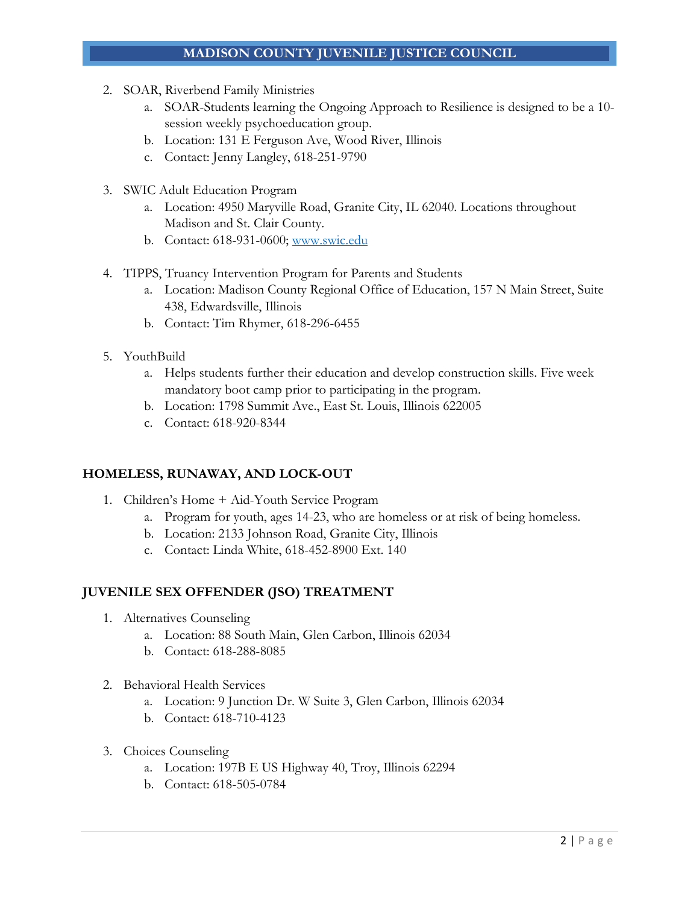2. SOAR, Riverbend Family Ministries
   a. SOAR-Students learning the Ongoing Approach to Resilience is designed to be a 10-session weekly psychoeducation group.
   b. Location: 131 E Ferguson Ave, Wood River, Illinois
   c. Contact: Jenny Langley, 618-251-9790

3. SWIC Adult Education Program
   a. Location: 4950 Maryville Road, Granite City, IL 62040. Locations throughout Madison and St. Clair County.
   b. Contact: 618-931-0600; [www.swic.edu](http://www.swic.edu)

4. TIPPS, Truancy Intervention Program for Parents and Students
   a. Location: Madison County Regional Office of Education, 157 N Main Street, Suite 438, Edwardsville, Illinois
   b. Contact: Tim Rhymer, 618-296-6455

5. YouthBuild
   a. Helps students further their education and develop construction skills. Five week mandatory boot camp prior to participating in the program.
   b. Location: 1798 Summit Ave., East St. Louis, Illinois 622005
   c. Contact: 618-920-8344

## HOMELESS, RUNAWAY, AND LOCK-OUT

1. Children's Home + Aid-Youth Service Program
   a. Program for youth, ages 14-23, who are homeless or at risk of being homeless.
   b. Location: 2133 Johnson Road, Granite City, Illinois
   c. Contact: Linda White, 618-452-8900 Ext. 140

## JUVENILE SEX OFFENDER (JSO) TREATMENT

1. Alternatives Counseling
   a. Location: 88 South Main, Glen Carbon, Illinois 62034
   b. Contact: 618-288-8085

2. Behavioral Health Services
   a. Location: 9 Junction Dr. W Suite 3, Glen Carbon, Illinois 62034
   b. Contact: 618-710-4123

3. Choices Counseling
   a. Location: 197B E US Highway 40, Troy, Illinois 62294
   b. Contact: 618-505-0784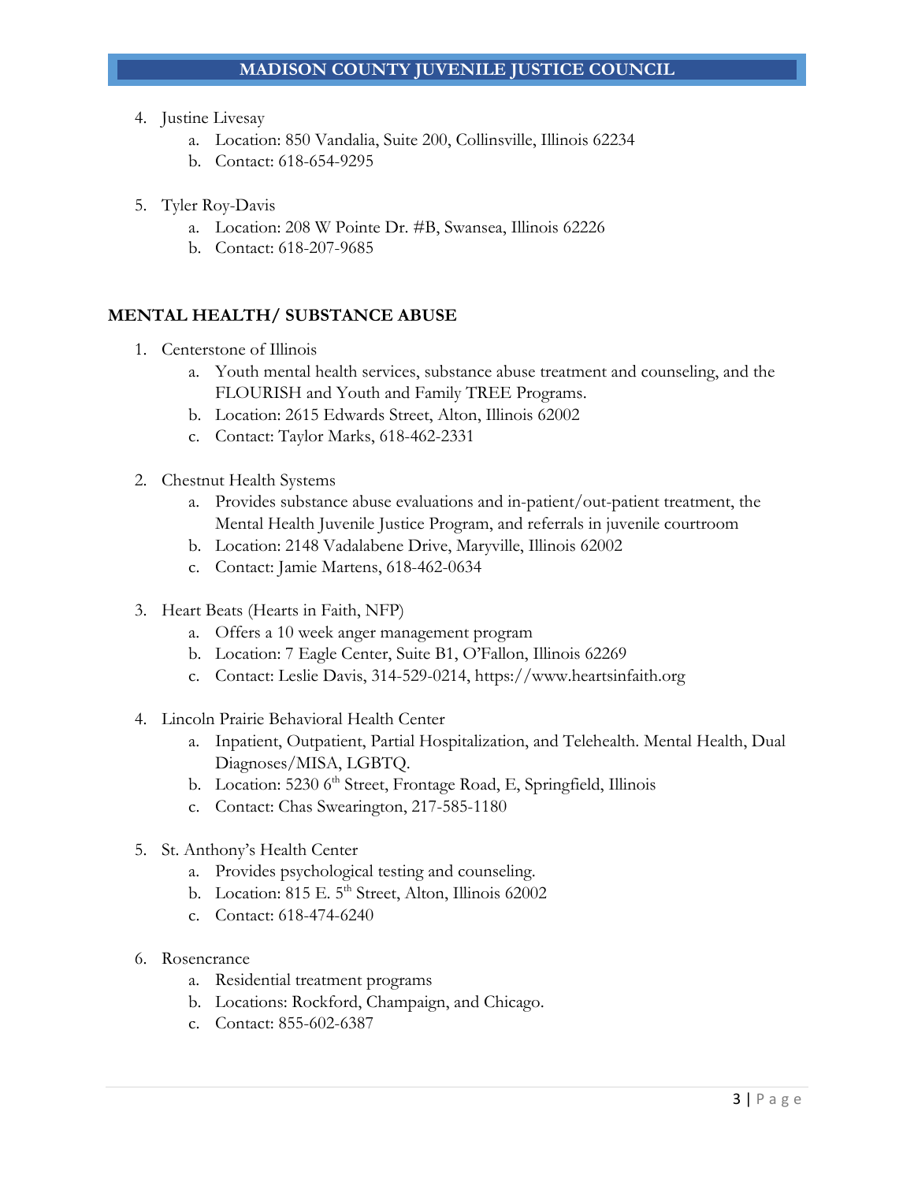4. Justine Livesay
   a. Location: 850 Vandalia, Suite 200, Collinsville, Illinois 62234
   b. Contact: 618-654-9295

5. Tyler Roy-Davis
   a. Location: 208 W Pointe Dr. #B, Swansea, Illinois 62226
   b. Contact: 618-207-9685

## MENTAL HEALTH/ SUBSTANCE ABUSE

1. Centerstone of Illinois
   a. Youth mental health services, substance abuse treatment and counseling, and the FLOURISH and Youth and Family TREE Programs.
   b. Location: 2615 Edwards Street, Alton, Illinois 62002
   c. Contact: Taylor Marks, 618-462-2331

2. Chestnut Health Systems
   a. Provides substance abuse evaluations and in-patient/out-patient treatment, the Mental Health Juvenile Justice Program, and referrals in juvenile courtroom
   b. Location: 2148 Vadalabene Drive, Maryville, Illinois 62002
   c. Contact: Jamie Martens, 618-462-0634

3. Heart Beats (Hearts in Faith, NFP)
   a. Offers a 10 week anger management program
   b. Location: 7 Eagle Center, Suite B1, O'Fallon, Illinois 62269
   c. Contact: Leslie Davis, 314-529-0214, https://www.heartsinfaith.org

4. Lincoln Prairie Behavioral Health Center
   a. Inpatient, Outpatient, Partial Hospitalization, and Telehealth. Mental Health, Dual Diagnoses/MISA, LGBTQ.
   b. Location: 5230 6th Street, Frontage Road, E, Springfield, Illinois
   c. Contact: Chas Swearington, 217-585-1180

5. St. Anthony's Health Center
   a. Provides psychological testing and counseling.
   b. Location: 815 E. 5th Street, Alton, Illinois 62002
   c. Contact: 618-474-6240

6. Rosencrance
   a. Residential treatment programs
   b. Locations: Rockford, Champaign, and Chicago.
   c. Contact: 855-602-6387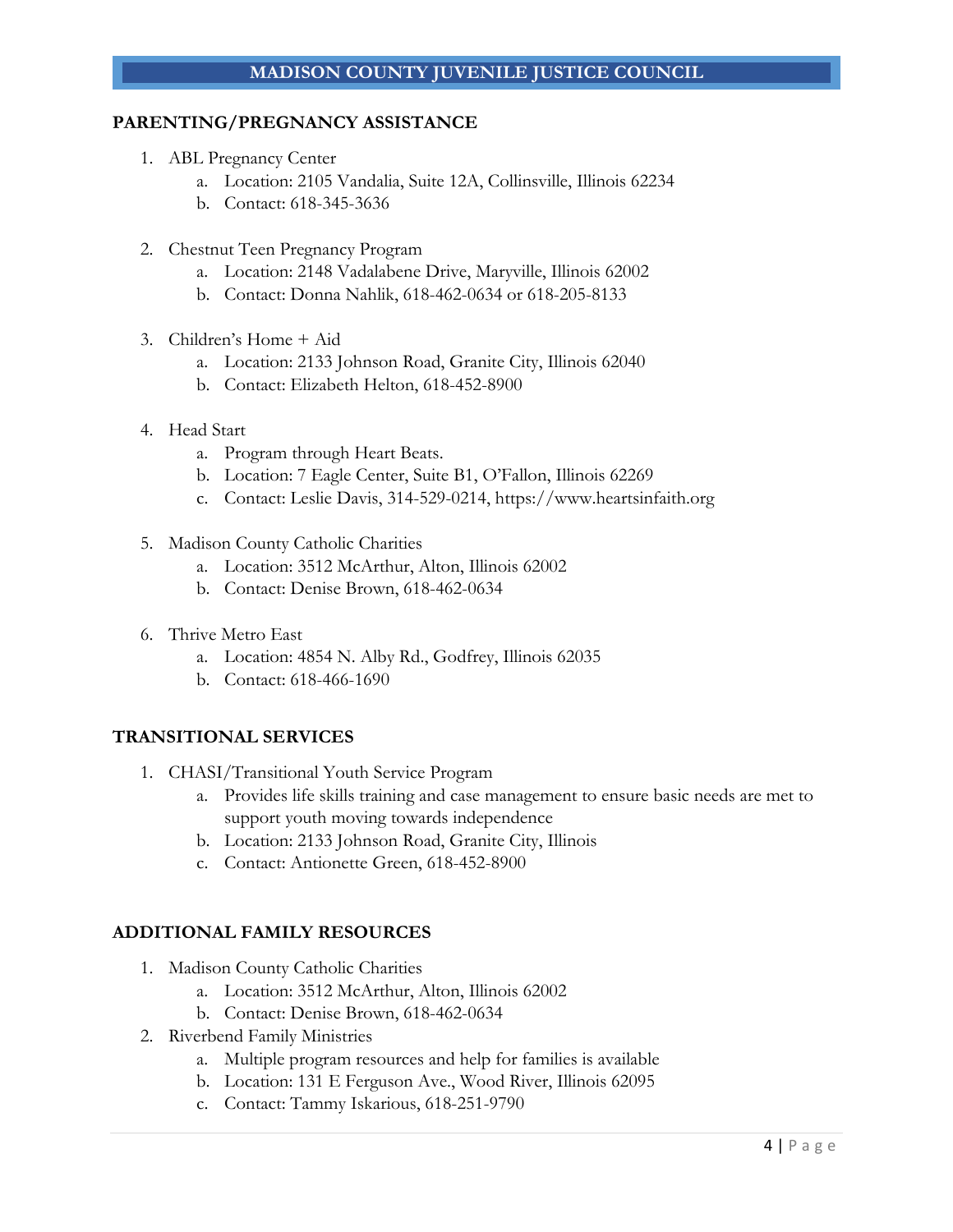# MADISON COUNTY JUVENILE JUSTICE COUNCIL

## PARENTING/PREGNANCY ASSISTANCE

1. ABL Pregnancy Center
   a. Location: 2105 Vandalia, Suite 12A, Collinsville, Illinois 62234
   b. Contact: 618-345-3636

2. Chestnut Teen Pregnancy Program
   a. Location: 2148 Vadalabene Drive, Maryville, Illinois 62002
   b. Contact: Donna Nahlik, 618-462-0634 or 618-205-8133

3. Children's Home + Aid
   a. Location: 2133 Johnson Road, Granite City, Illinois 62040
   b. Contact: Elizabeth Helton, 618-452-8900

4. Head Start
   a. Program through Heart Beats.
   b. Location: 7 Eagle Center, Suite B1, O'Fallon, Illinois 62269
   c. Contact: Leslie Davis, 314-529-0214, https://www.heartsinfaith.org

5. Madison County Catholic Charities
   a. Location: 3512 McArthur, Alton, Illinois 62002
   b. Contact: Denise Brown, 618-462-0634

6. Thrive Metro East
   a. Location: 4854 N. Alby Rd., Godfrey, Illinois 62035
   b. Contact: 618-466-1690

## TRANSITIONAL SERVICES

1. CHASI/Transitional Youth Service Program
   a. Provides life skills training and case management to ensure basic needs are met to support youth moving towards independence
   b. Location: 2133 Johnson Road, Granite City, Illinois
   c. Contact: Antionette Green, 618-452-8900

## ADDITIONAL FAMILY RESOURCES

1. Madison County Catholic Charities
   a. Location: 3512 McArthur, Alton, Illinois 62002
   b. Contact: Denise Brown, 618-462-0634
2. Riverbend Family Ministries
   a. Multiple program resources and help for families is available
   b. Location: 131 E Ferguson Ave., Wood River, Illinois 62095
   c. Contact: Tammy Iskarious, 618-251-9790